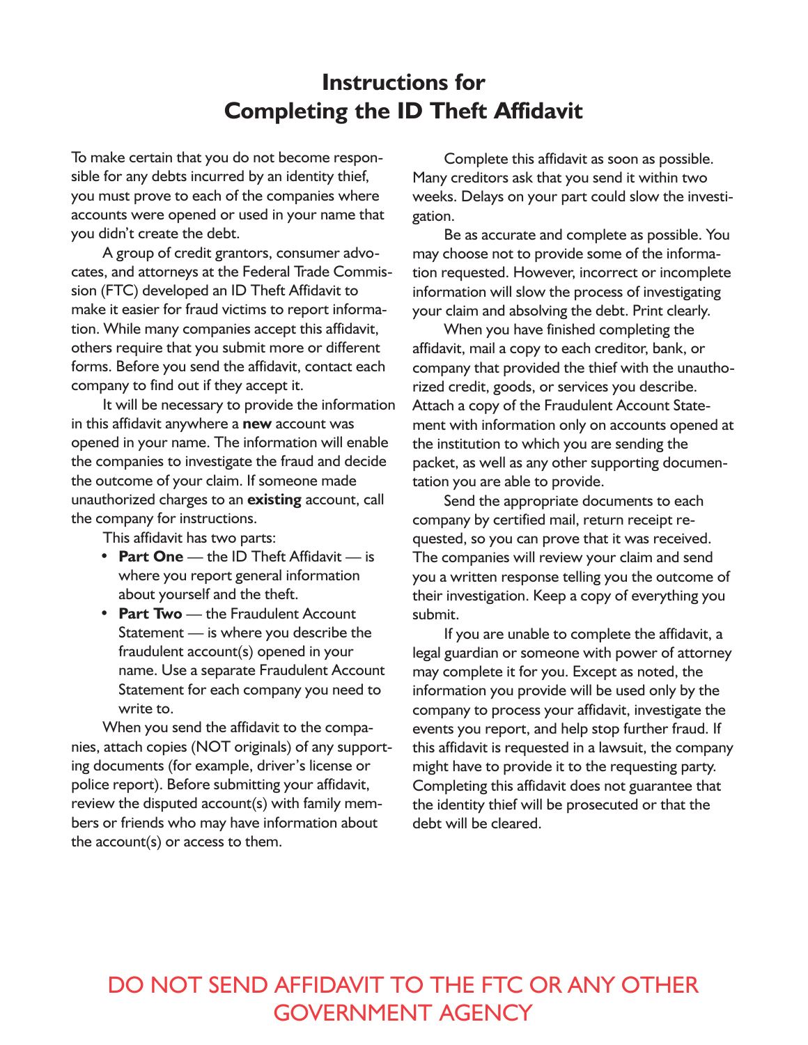# Instructions for Completing the ID Theft Affidavit

To make certain that you do not become responsible for any debts incurred by an identity thief, you must prove to each of the companies where accounts were opened or used in your name that you didn't create the debt.

A group of credit grantors, consumer advocates, and attorneys at the Federal Trade Commission (FTC) developed an ID Theft Affidavit to make it easier for fraud victims to report information. While many companies accept this affidavit, others require that you submit more or different forms. Before you send the affidavit, contact each company to find out if they accept it.

It will be necessary to provide the information in this affidavit anywhere a **new** account was opened in your name. The information will enable the companies to investigate the fraud and decide the outcome of your claim. If someone made unauthorized charges to an **existing** account, call the company for instructions.

This affidavit has two parts:

- **Part One** — the ID Theft Affidavit — is where you report general information about yourself and the theft.
- **Part Two** — the Fraudulent Account Statement — is where you describe the fraudulent account(s) opened in your name. Use a separate Fraudulent Account Statement for each company you need to write to.

When you send the affidavit to the companies, attach copies (NOT originals) of any supporting documents (for example, driver's license or police report). Before submitting your affidavit, review the disputed account(s) with family members or friends who may have information about the account(s) or access to them.

Complete this affidavit as soon as possible. Many creditors ask that you send it within two weeks. Delays on your part could slow the investigation.

Be as accurate and complete as possible. You may choose not to provide some of the information requested. However, incorrect or incomplete information will slow the process of investigating your claim and absolving the debt. Print clearly.

When you have finished completing the affidavit, mail a copy to each creditor, bank, or company that provided the thief with the unauthorized credit, goods, or services you describe. Attach a copy of the Fraudulent Account Statement with information only on accounts opened at the institution to which you are sending the packet, as well as any other supporting documentation you are able to provide.

Send the appropriate documents to each company by certified mail, return receipt requested, so you can prove that it was received. The companies will review your claim and send you a written response telling you the outcome of their investigation. Keep a copy of everything you submit.

If you are unable to complete the affidavit, a legal guardian or someone with power of attorney may complete it for you. Except as noted, the information you provide will be used only by the company to process your affidavit, investigate the events you report, and help stop further fraud. If this affidavit is requested in a lawsuit, the company might have to provide it to the requesting party. Completing this affidavit does not guarantee that the identity thief will be prosecuted or that the debt will be cleared.

DO NOT SEND AFFIDAVIT TO THE FTC OR ANY OTHER GOVERNMENT AGENCY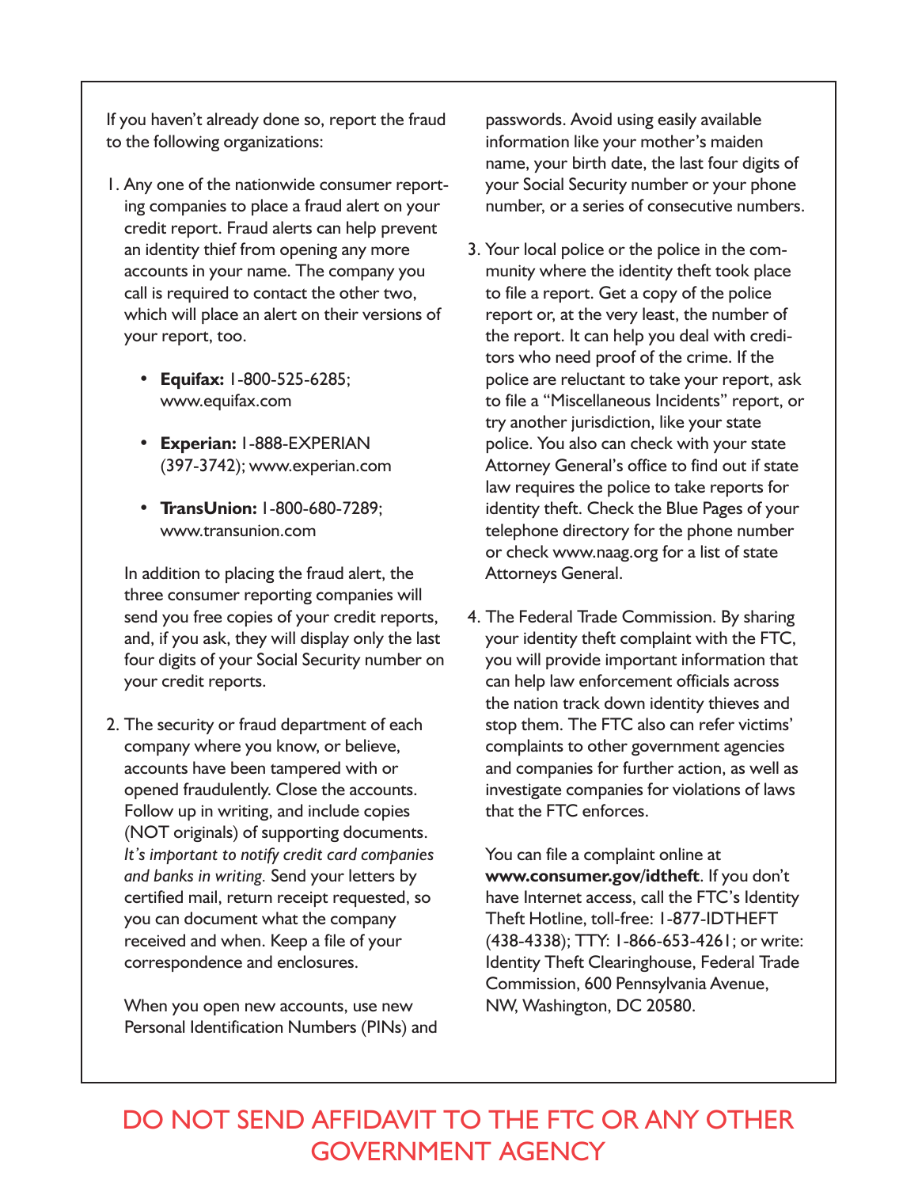If you haven't already done so, report the fraud to the following organizations:

1. Any one of the nationwide consumer reporting companies to place a fraud alert on your credit report. Fraud alerts can help prevent an identity thief from opening any more accounts in your name. The company you call is required to contact the other two, which will place an alert on their versions of your report, too.

   - **Equifax:** 1-800-525-6285; www.equifax.com
   - **Experian:** 1-888-EXPERIAN (397-3742); www.experian.com
   - **TransUnion:** 1-800-680-7289; www.transunion.com

   In addition to placing the fraud alert, the three consumer reporting companies will send you free copies of your credit reports, and, if you ask, they will display only the last four digits of your Social Security number on your credit reports.

2. The security or fraud department of each company where you know, or believe, accounts have been tampered with or opened fraudulently. Close the accounts. Follow up in writing, and include copies (NOT originals) of supporting documents. *It's important to notify credit card companies and banks in writing.* Send your letters by certified mail, return receipt requested, so you can document what the company received and when. Keep a file of your correspondence and enclosures.

   When you open new accounts, use new Personal Identification Numbers (PINs) and passwords. Avoid using easily available information like your mother's maiden name, your birth date, the last four digits of your Social Security number or your phone number, or a series of consecutive numbers.

3. Your local police or the police in the community where the identity theft took place to file a report. Get a copy of the police report or, at the very least, the number of the report. It can help you deal with creditors who need proof of the crime. If the police are reluctant to take your report, ask to file a "Miscellaneous Incidents" report, or try another jurisdiction, like your state police. You also can check with your state Attorney General's office to find out if state law requires the police to take reports for identity theft. Check the Blue Pages of your telephone directory for the phone number or check www.naag.org for a list of state Attorneys General.

4. The Federal Trade Commission. By sharing your identity theft complaint with the FTC, you will provide important information that can help law enforcement officials across the nation track down identity thieves and stop them. The FTC also can refer victims' complaints to other government agencies and companies for further action, as well as investigate companies for violations of laws that the FTC enforces.

   You can file a complaint online at **www.consumer.gov/idtheft**. If you don't have Internet access, call the FTC's Identity Theft Hotline, toll-free: 1-877-IDTHEFT (438-4338); TTY: 1-866-653-4261; or write: Identity Theft Clearinghouse, Federal Trade Commission, 600 Pennsylvania Avenue, NW, Washington, DC 20580.

DO NOT SEND AFFIDAVIT TO THE FTC OR ANY OTHER GOVERNMENT AGENCY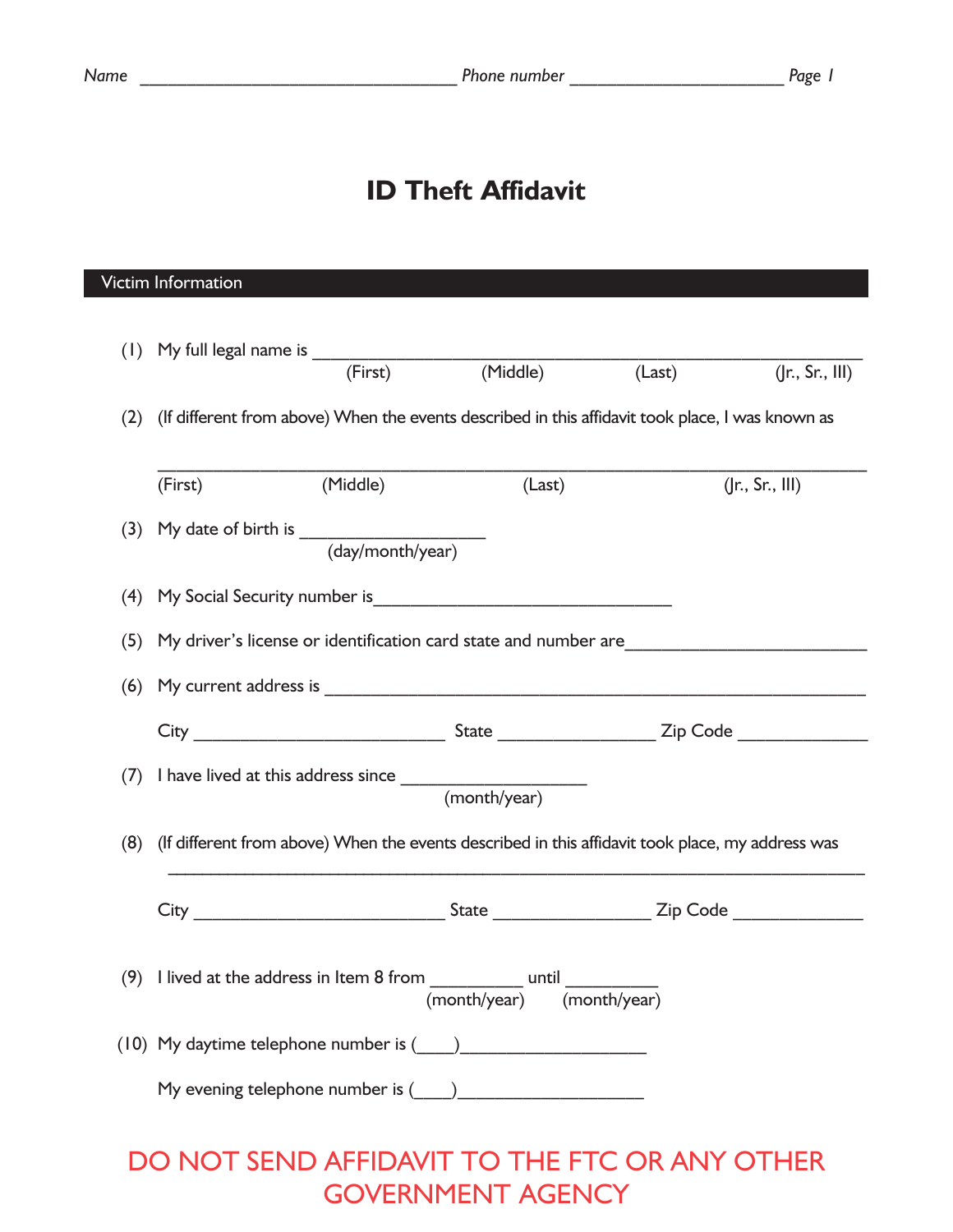Name ________________________________ Phone number ______________________

# ID Theft Affidavit

## Victim Information

(1) My full legal name is ______________________________________________________
(First) (Middle) (Last) (Jr., Sr., III)

(2) (If different from above) When the events described in this affidavit took place, I was known as

______________________________________________________________________
(First) (Middle) (Last) (Jr., Sr., III)

(3) My date of birth is ___________________
(day/month/year)

(4) My Social Security number is______________________________

(5) My driver's license or identification card state and number are________________________

(6) My current address is ______________________________________________________

City _________________________ State ________________ Zip Code _____________

(7) I have lived at this address since ___________________
(month/year)

(8) (If different from above) When the events described in this affidavit took place, my address was

______________________________________________________________________

City _________________________ State ________________ Zip Code _____________

(9) I lived at the address in Item 8 from _________ until _________
(month/year) (month/year)

(10) My daytime telephone number is (____)___________________

My evening telephone number is (____)___________________

DO NOT SEND AFFIDAVIT TO THE FTC OR ANY OTHER GOVERNMENT AGENCY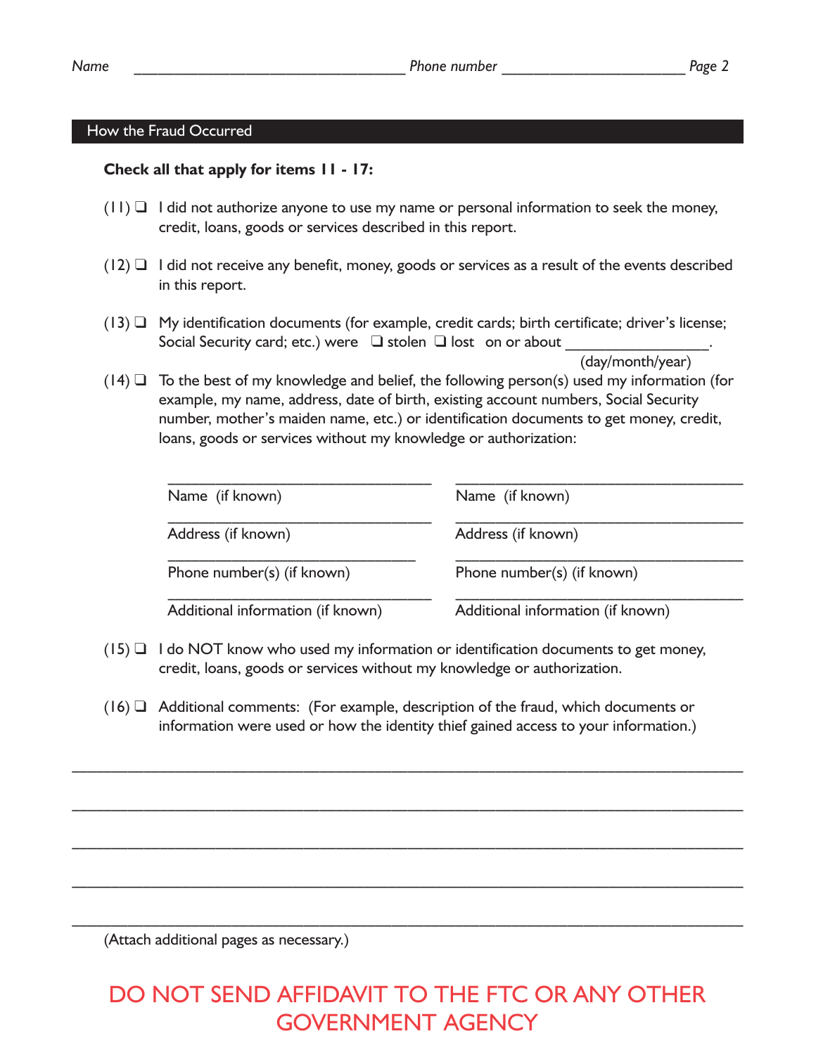Name ________________________________ Phone number ______________________

## How the Fraud Occurred

**Check all that apply for items 11 - 17:**

(11) ❑ I did not authorize anyone to use my name or personal information to seek the money, credit, loans, goods or services described in this report.

(12) ❑ I did not receive any benefit, money, goods or services as a result of the events described in this report.

(13) ❑ My identification documents (for example, credit cards; birth certificate; driver's license; Social Security card; etc.) were ❑ stolen ❑ lost on or about _________________.
(day/month/year)

(14) ❑ To the best of my knowledge and belief, the following person(s) used my information (for example, my name, address, date of birth, existing account numbers, Social Security number, mother's maiden name, etc.) or identification documents to get money, credit, loans, goods or services without my knowledge or authorization:

| | |
|---|---|
| ______________________________ Name (if known) | ______________________________ Name (if known) |
| ______________________________ Address (if known) | ______________________________ Address (if known) |
| ______________________________ Phone number(s) (if known) | ______________________________ Phone number(s) (if known) |
| ______________________________ Additional information (if known) | ______________________________ Additional information (if known) |

(15) ❑ I do NOT know who used my information or identification documents to get money, credit, loans, goods or services without my knowledge or authorization.

(16) ❑ Additional comments: (For example, description of the fraud, which documents or information were used or how the identity thief gained access to your information.)

______________________________________________________________________________

______________________________________________________________________________

______________________________________________________________________________

______________________________________________________________________________

______________________________________________________________________________

(Attach additional pages as necessary.)

DO NOT SEND AFFIDAVIT TO THE FTC OR ANY OTHER GOVERNMENT AGENCY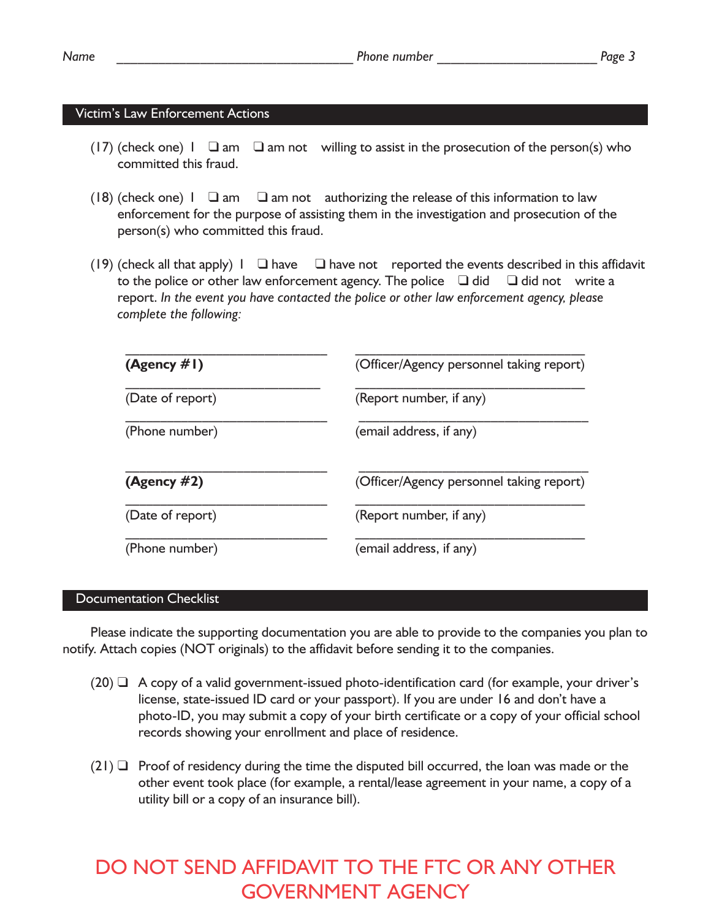## Victim's Law Enforcement Actions

(17) (check one) I ❑ am ❑ am not willing to assist in the prosecution of the person(s) who committed this fraud.

(18) (check one) I ❑ am ❑ am not authorizing the release of this information to law enforcement for the purpose of assisting them in the investigation and prosecution of the person(s) who committed this fraud.

(19) (check all that apply) I ❑ have ❑ have not reported the events described in this affidavit to the police or other law enforcement agency. The police ❑ did ❑ did not write a report. *In the event you have contacted the police or other law enforcement agency, please complete the following:*

| | |
|---|---|
| ______________________________ | ______________________________ |
| **(Agency #1)** | (Officer/Agency personnel taking report) |
| ______________________________ | ______________________________ |
| (Date of report) | (Report number, if any) |
| ______________________________ | ______________________________ |
| (Phone number) | (email address, if any) |
| ______________________________ | ______________________________ |
| **(Agency #2)** | (Officer/Agency personnel taking report) |
| ______________________________ | ______________________________ |
| (Date of report) | (Report number, if any) |
| ______________________________ | ______________________________ |
| (Phone number) | (email address, if any) |

## Documentation Checklist

Please indicate the supporting documentation you are able to provide to the companies you plan to notify. Attach copies (NOT originals) to the affidavit before sending it to the companies.

(20) ❑ A copy of a valid government-issued photo-identification card (for example, your driver's license, state-issued ID card or your passport). If you are under 16 and don't have a photo-ID, you may submit a copy of your birth certificate or a copy of your official school records showing your enrollment and place of residence.

(21) ❑ Proof of residency during the time the disputed bill occurred, the loan was made or the other event took place (for example, a rental/lease agreement in your name, a copy of a utility bill or a copy of an insurance bill).

DO NOT SEND AFFIDAVIT TO THE FTC OR ANY OTHER GOVERNMENT AGENCY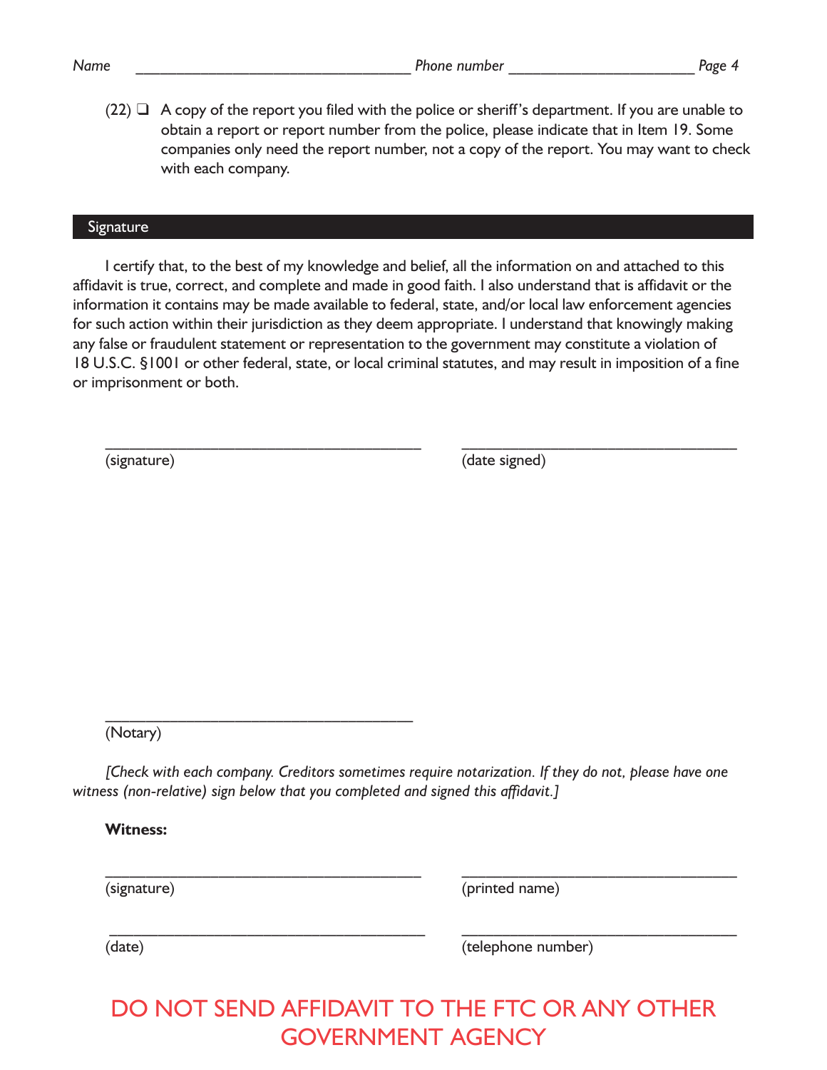Name \_\_\_\_\_\_\_\_\_\_\_\_\_\_\_\_\_\_\_\_\_\_\_\_\_\_\_\_\_\_\_\_ Phone number \_\_\_\_\_\_\_\_\_\_\_\_\_\_\_\_\_\_\_\_\_\_

(22) ❑ A copy of the report you filed with the police or sheriff's department. If you are unable to obtain a report or report number from the police, please indicate that in Item 19. Some companies only need the report number, not a copy of the report. You may want to check with each company.

## Signature

I certify that, to the best of my knowledge and belief, all the information on and attached to this affidavit is true, correct, and complete and made in good faith. I also understand that is affidavit or the information it contains may be made available to federal, state, and/or local law enforcement agencies for such action within their jurisdiction as they deem appropriate. I understand that knowingly making any false or fraudulent statement or representation to the government may constitute a violation of 18 U.S.C. §1001 or other federal, state, or local criminal statutes, and may result in imposition of a fine or imprisonment or both.

\_\_\_\_\_\_\_\_\_\_\_\_\_\_\_\_\_\_\_\_\_\_\_\_\_\_\_\_\_\_\_\_\_\_\_\_
(signature)

\_\_\_\_\_\_\_\_\_\_\_\_\_\_\_\_\_\_\_\_\_\_\_\_\_\_\_\_\_\_\_\_\_\_\_\_
(date signed)

\_\_\_\_\_\_\_\_\_\_\_\_\_\_\_\_\_\_\_\_\_\_\_\_\_\_\_\_\_\_\_\_\_\_\_\_
(Notary)

*[Check with each company. Creditors sometimes require notarization. If they do not, please have one witness (non-relative) sign below that you completed and signed this affidavit.]*

**Witness:**

\_\_\_\_\_\_\_\_\_\_\_\_\_\_\_\_\_\_\_\_\_\_\_\_\_\_\_\_\_\_\_\_\_\_\_\_
(signature)

\_\_\_\_\_\_\_\_\_\_\_\_\_\_\_\_\_\_\_\_\_\_\_\_\_\_\_\_\_\_\_\_\_\_\_\_
(printed name)

\_\_\_\_\_\_\_\_\_\_\_\_\_\_\_\_\_\_\_\_\_\_\_\_\_\_\_\_\_\_\_\_\_\_\_\_
(date)

\_\_\_\_\_\_\_\_\_\_\_\_\_\_\_\_\_\_\_\_\_\_\_\_\_\_\_\_\_\_\_\_\_\_\_\_
(telephone number)

DO NOT SEND AFFIDAVIT TO THE FTC OR ANY OTHER GOVERNMENT AGENCY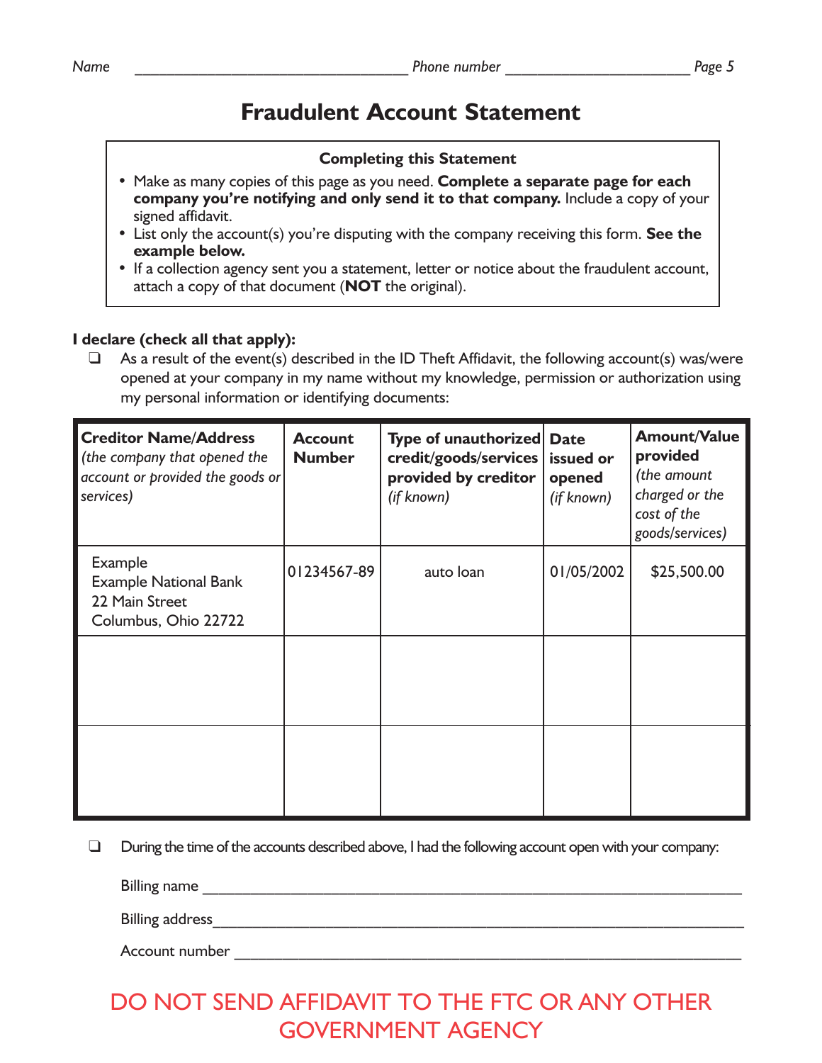Name ________________________________ Phone number _____________________

# Fraudulent Account Statement

**Completing this Statement**

- Make as many copies of this page as you need. **Complete a separate page for each company you're notifying and only send it to that company.** Include a copy of your signed affidavit.
- List only the account(s) you're disputing with the company receiving this form. **See the example below.**
- If a collection agency sent you a statement, letter or notice about the fraudulent account, attach a copy of that document (**NOT** the original).

**I declare (check all that apply):**

❑ As a result of the event(s) described in the ID Theft Affidavit, the following account(s) was/were opened at your company in my name without my knowledge, permission or authorization using my personal information or identifying documents:

| **Creditor Name/Address** *(the company that opened the account or provided the goods or services)* | **Account Number** | **Type of unauthorized credit/goods/services provided by creditor** *(if known)* | **Date issued or opened** *(if known)* | **Amount/Value provided** *(the amount charged or the cost of the goods/services)* |
|---|---|---|---|---|
| Example<br>Example National Bank<br>22 Main Street<br>Columbus, Ohio 22722 | 01234567-89 | auto loan | 01/05/2002 | $25,500.00 |
| | | | | |
| | | | | |

❑ During the time of the accounts described above, I had the following account open with your company:

Billing name ______________________________________________________________

Billing address_____________________________________________________________

Account number ____________________________________________________________

DO NOT SEND AFFIDAVIT TO THE FTC OR ANY OTHER GOVERNMENT AGENCY